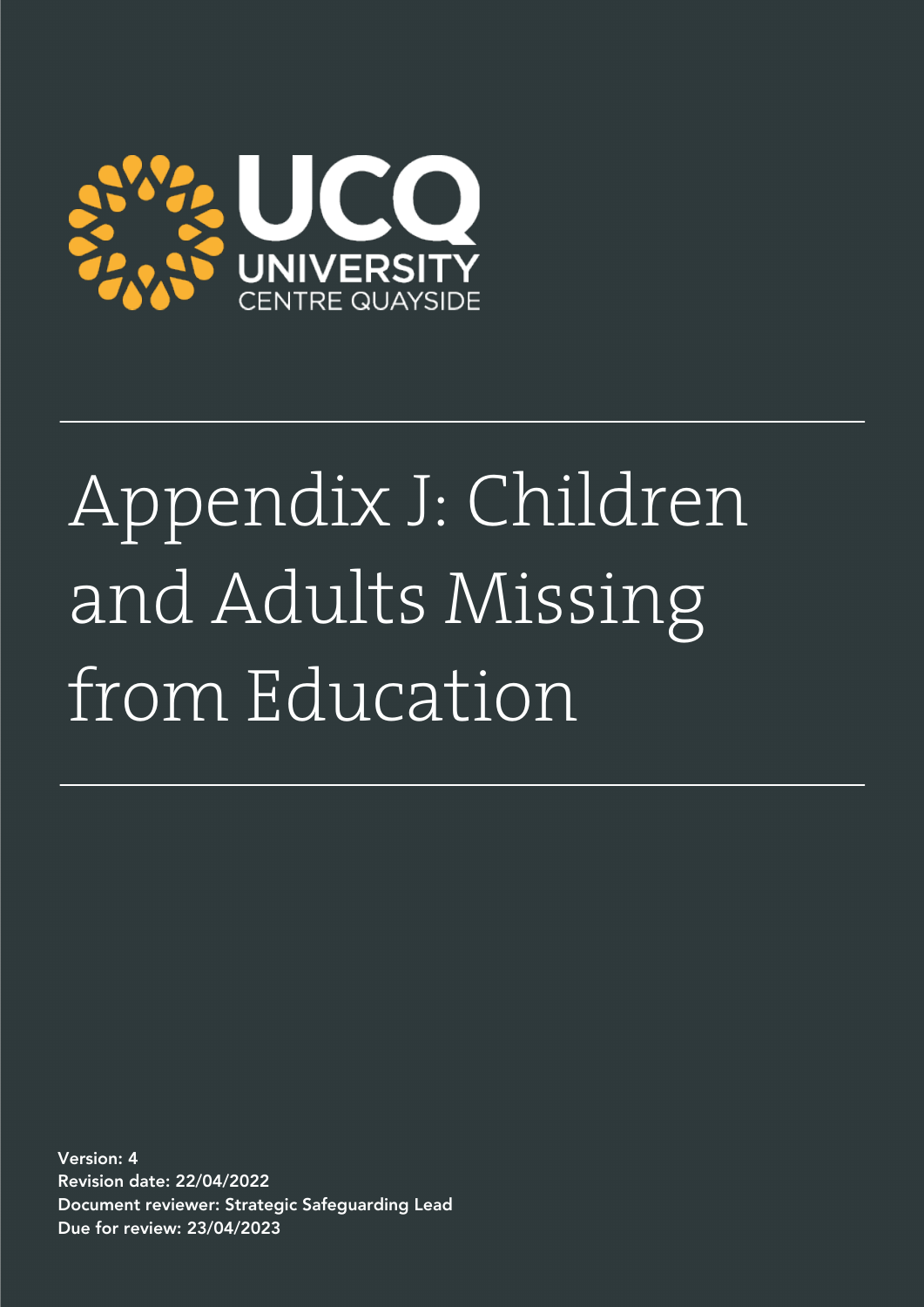UCQ
UNIVERSITY
CENTRE QUAYSIDE

# Appendix J: Children and Adults Missing from Education

**Version: 4**
**Revision date: 22/04/2022**
**Document reviewer: Strategic Safeguarding Lead**
**Due for review: 23/04/2023**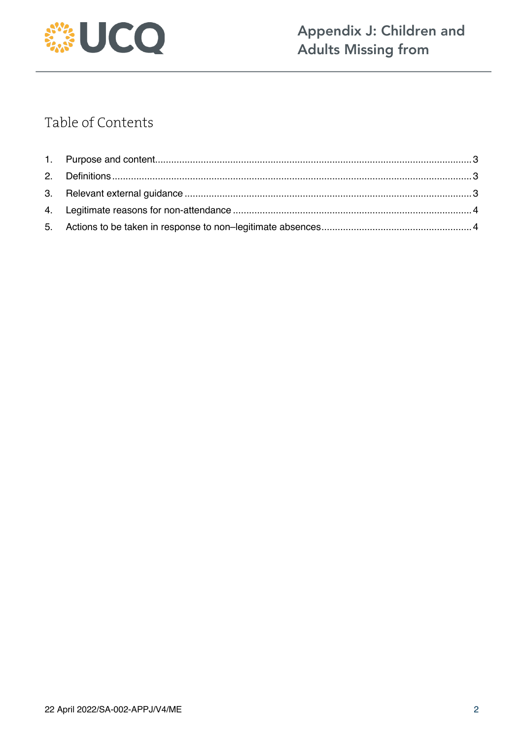# Table of Contents

1. Purpose and content....................................................................................................................3
2. Definitions....................................................................................................................................3
3. Relevant external guidance..........................................................................................................3
4. Legitimate reasons for non-attendance.......................................................................................4
5. Actions to be taken in response to non–legitimate absences......................................................4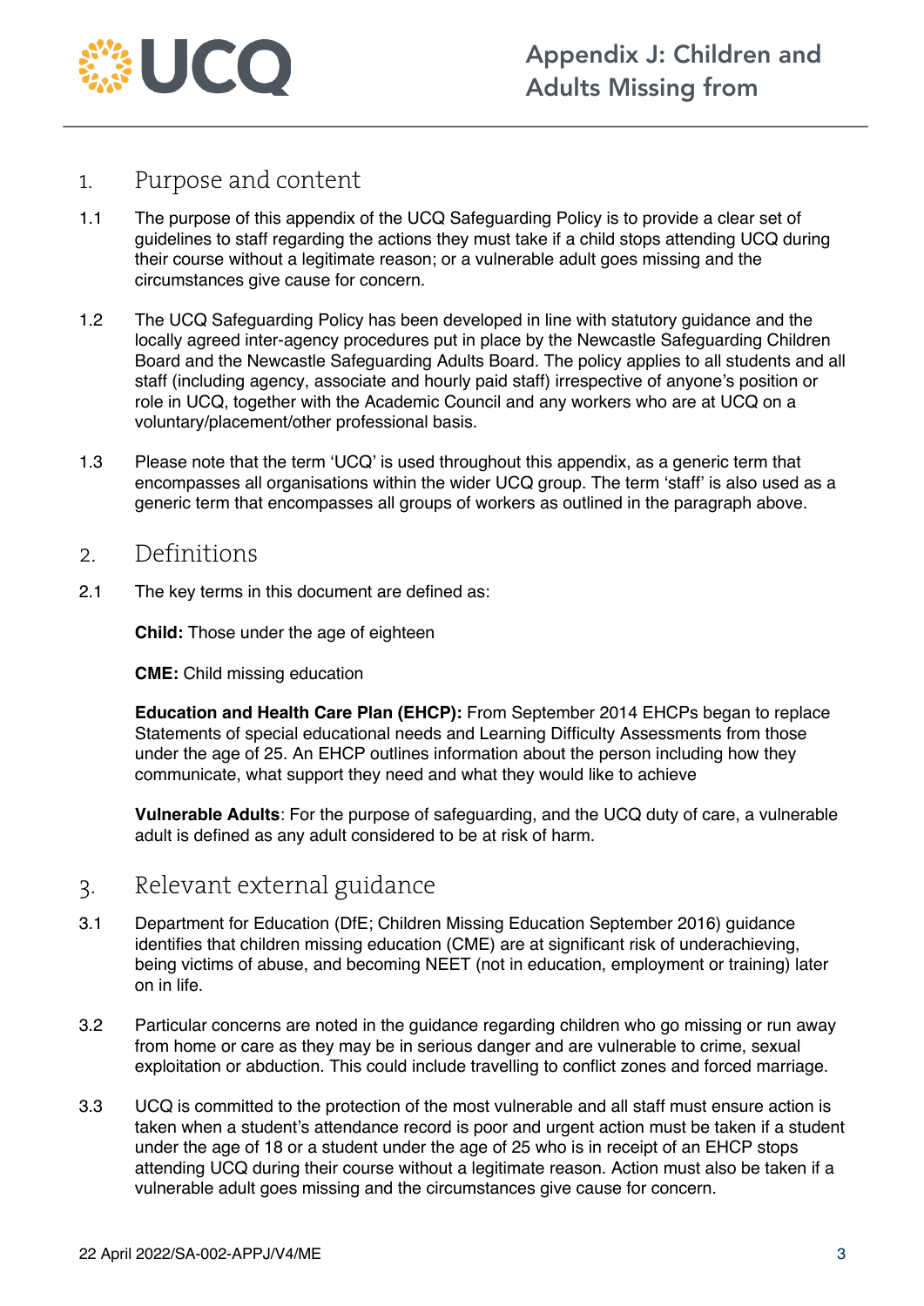## 1. Purpose and content

1.1 The purpose of this appendix of the UCQ Safeguarding Policy is to provide a clear set of guidelines to staff regarding the actions they must take if a child stops attending UCQ during their course without a legitimate reason; or a vulnerable adult goes missing and the circumstances give cause for concern.

1.2 The UCQ Safeguarding Policy has been developed in line with statutory guidance and the locally agreed inter-agency procedures put in place by the Newcastle Safeguarding Children Board and the Newcastle Safeguarding Adults Board. The policy applies to all students and all staff (including agency, associate and hourly paid staff) irrespective of anyone's position or role in UCQ, together with the Academic Council and any workers who are at UCQ on a voluntary/placement/other professional basis.

1.3 Please note that the term 'UCQ' is used throughout this appendix, as a generic term that encompasses all organisations within the wider UCQ group. The term 'staff' is also used as a generic term that encompasses all groups of workers as outlined in the paragraph above.

## 2. Definitions

2.1 The key terms in this document are defined as:

**Child:** Those under the age of eighteen

**CME:** Child missing education

**Education and Health Care Plan (EHCP):** From September 2014 EHCPs began to replace Statements of special educational needs and Learning Difficulty Assessments from those under the age of 25. An EHCP outlines information about the person including how they communicate, what support they need and what they would like to achieve

**Vulnerable Adults**: For the purpose of safeguarding, and the UCQ duty of care, a vulnerable adult is defined as any adult considered to be at risk of harm.

## 3. Relevant external guidance

3.1 Department for Education (DfE; Children Missing Education September 2016) guidance identifies that children missing education (CME) are at significant risk of underachieving, being victims of abuse, and becoming NEET (not in education, employment or training) later on in life.

3.2 Particular concerns are noted in the guidance regarding children who go missing or run away from home or care as they may be in serious danger and are vulnerable to crime, sexual exploitation or abduction. This could include travelling to conflict zones and forced marriage.

3.3 UCQ is committed to the protection of the most vulnerable and all staff must ensure action is taken when a student's attendance record is poor and urgent action must be taken if a student under the age of 18 or a student under the age of 25 who is in receipt of an EHCP stops attending UCQ during their course without a legitimate reason. Action must also be taken if a vulnerable adult goes missing and the circumstances give cause for concern.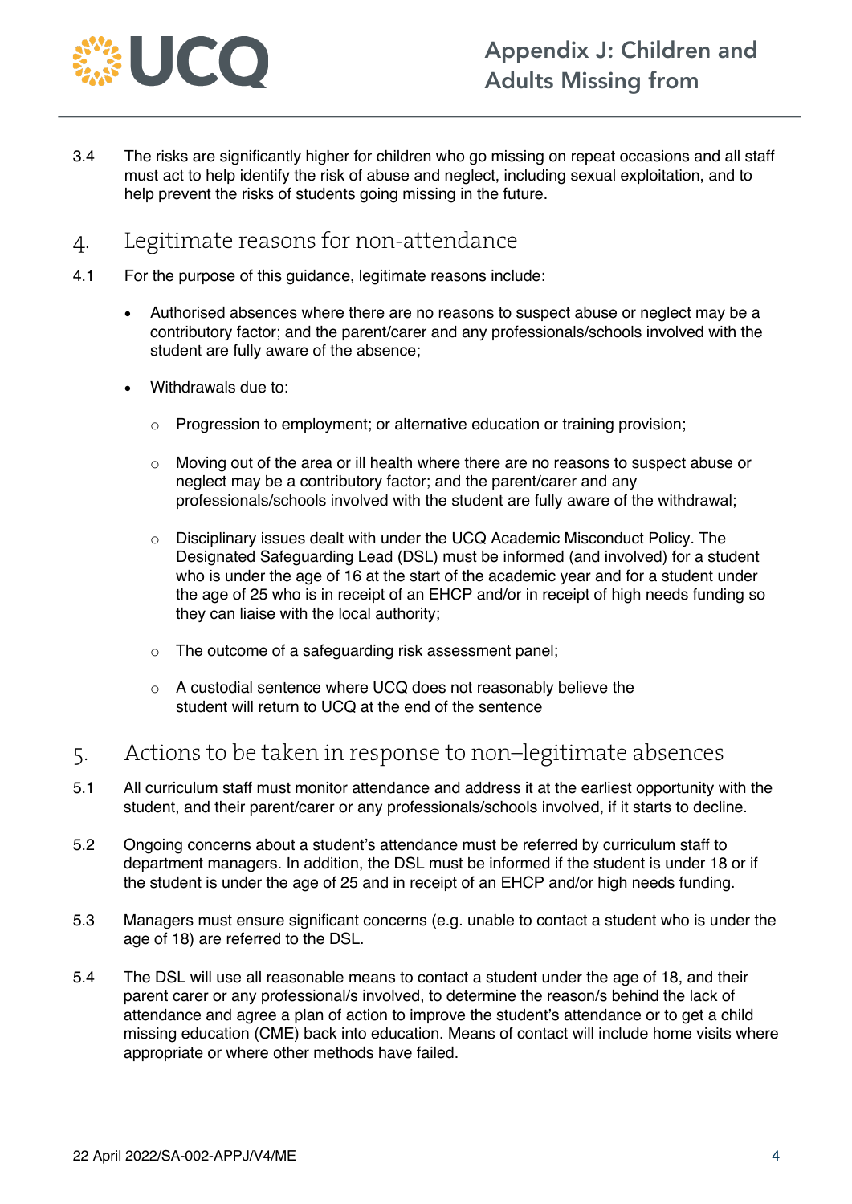3.4 The risks are significantly higher for children who go missing on repeat occasions and all staff must act to help identify the risk of abuse and neglect, including sexual exploitation, and to help prevent the risks of students going missing in the future.

## 4. Legitimate reasons for non-attendance

4.1 For the purpose of this guidance, legitimate reasons include:

- Authorised absences where there are no reasons to suspect abuse or neglect may be a contributory factor; and the parent/carer and any professionals/schools involved with the student are fully aware of the absence;
- Withdrawals due to:
  - Progression to employment; or alternative education or training provision;
  - Moving out of the area or ill health where there are no reasons to suspect abuse or neglect may be a contributory factor; and the parent/carer and any professionals/schools involved with the student are fully aware of the withdrawal;
  - Disciplinary issues dealt with under the UCQ Academic Misconduct Policy. The Designated Safeguarding Lead (DSL) must be informed (and involved) for a student who is under the age of 16 at the start of the academic year and for a student under the age of 25 who is in receipt of an EHCP and/or in receipt of high needs funding so they can liaise with the local authority;
  - The outcome of a safeguarding risk assessment panel;
  - A custodial sentence where UCQ does not reasonably believe the student will return to UCQ at the end of the sentence

## 5. Actions to be taken in response to non–legitimate absences

5.1 All curriculum staff must monitor attendance and address it at the earliest opportunity with the student, and their parent/carer or any professionals/schools involved, if it starts to decline.

5.2 Ongoing concerns about a student's attendance must be referred by curriculum staff to department managers. In addition, the DSL must be informed if the student is under 18 or if the student is under the age of 25 and in receipt of an EHCP and/or high needs funding.

5.3 Managers must ensure significant concerns (e.g. unable to contact a student who is under the age of 18) are referred to the DSL.

5.4 The DSL will use all reasonable means to contact a student under the age of 18, and their parent carer or any professional/s involved, to determine the reason/s behind the lack of attendance and agree a plan of action to improve the student's attendance or to get a child missing education (CME) back into education. Means of contact will include home visits where appropriate or where other methods have failed.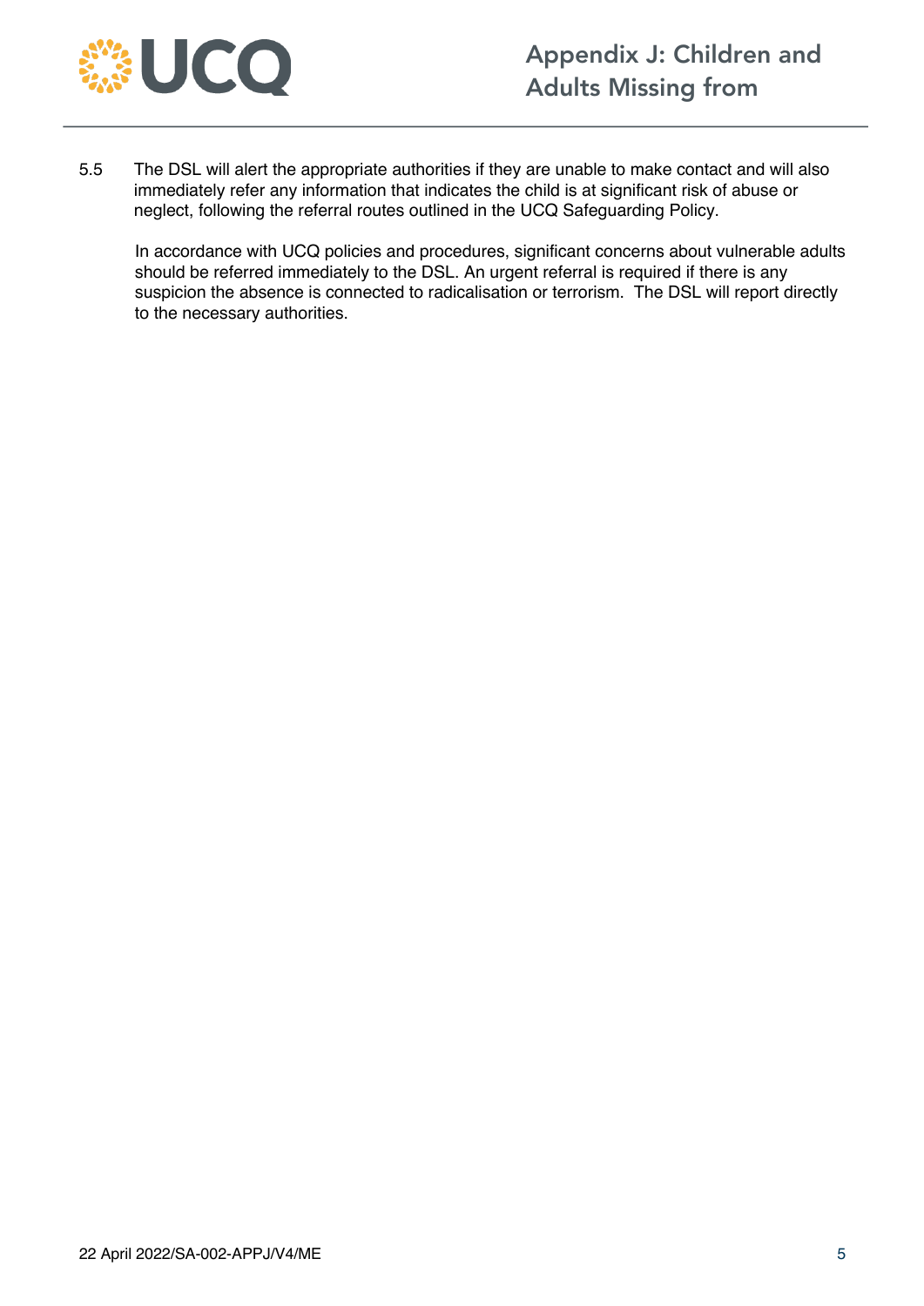5.5 The DSL will alert the appropriate authorities if they are unable to make contact and will also immediately refer any information that indicates the child is at significant risk of abuse or neglect, following the referral routes outlined in the UCQ Safeguarding Policy.

In accordance with UCQ policies and procedures, significant concerns about vulnerable adults should be referred immediately to the DSL. An urgent referral is required if there is any suspicion the absence is connected to radicalisation or terrorism. The DSL will report directly to the necessary authorities.